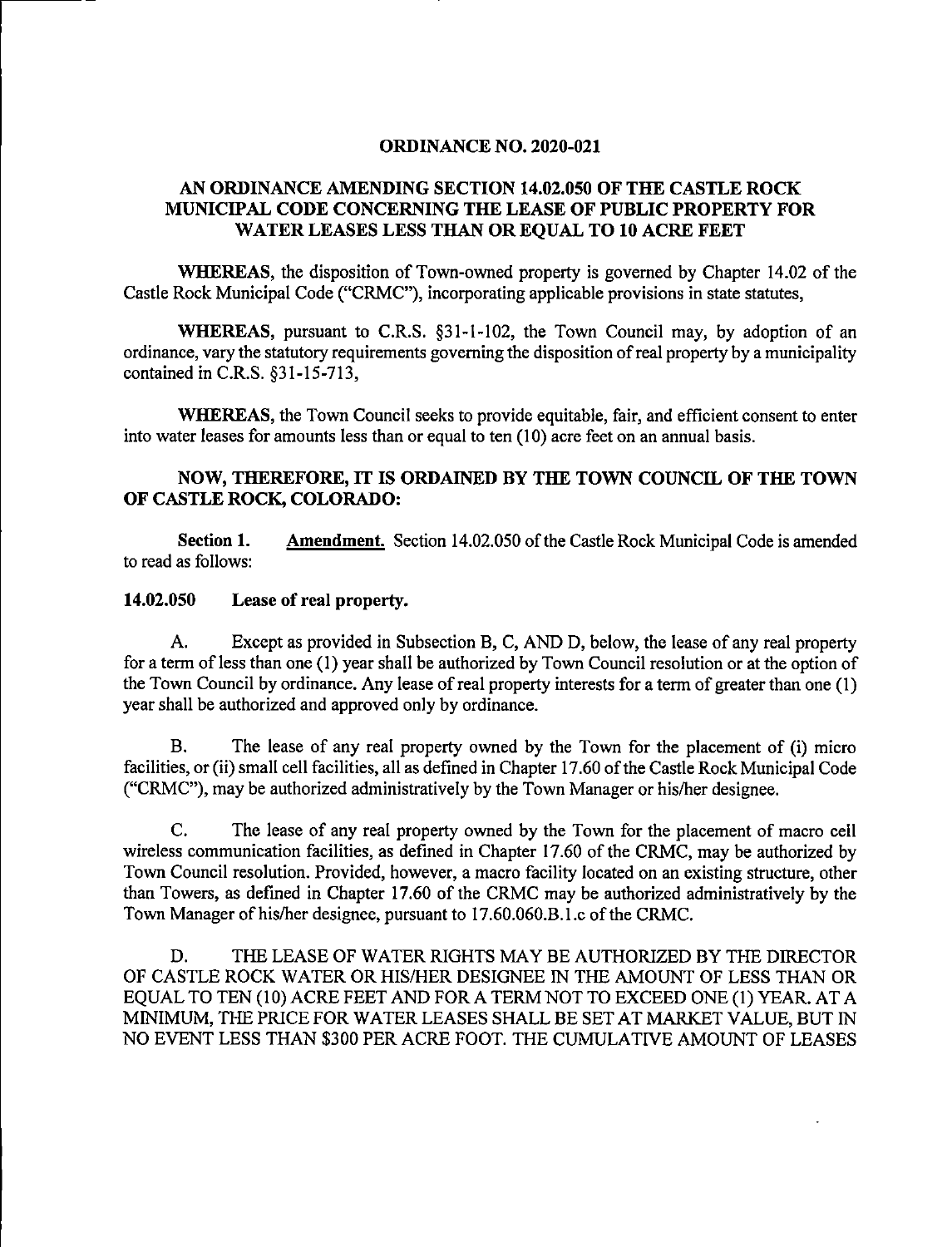# ORDINANCE NO. 2020-021

## AN ORDINANCE AMENDING SECTION 14.02.050 OF THE CASTLE ROCK MUNICIPAL CODE CONCERNING THE LEASE OF PUBLIC PROPERTY FOR WATER LEASES LESS THAN OR EQUAL TO 10 ACRE FEET

**WHEREAS**, the disposition of Town-owned property is governed by Chapter 14.02 of the Castle Rock Municipal Code ("CRMC"), incorporating applicable provisions in state statutes,

**WHEREAS**, pursuant to C.R.S. §31-1-102, the Town Council may, by adoption of an ordinance, vary the statutory requirements governing the disposition of real property by a municipality contained in C.R.S. §31-15-713,

**WHEREAS**, the Town Council seeks to provide equitable, fair, and efficient consent to enter into water leases for amounts less than or equal to ten (10) acre feet on an annual basis.

**NOW, THEREFORE, IT IS ORDAINED BY THE TOWN COUNCIL OF THE TOWN OF CASTLE ROCK, COLORADO:**

**Section 1.** Amendment. Section 14.02.050 of the Castle Rock Municipal Code is amended to read as follows:

**14.02.050 Lease of real property.**

A. Except as provided in Subsection B, C, AND D, below, the lease of any real property for a term of less than one (1) year shall be authorized by Town Council resolution or at the option of the Town Council by ordinance. Any lease of real property interests for a term of greater than one (1) year shall be authorized and approved only by ordinance.

B. The lease of any real property owned by the Town for the placement of (i) micro facilities, or (ii) small cell facilities, all as defined in Chapter 17.60 of the Castle Rock Municipal Code ("CRMC"), may be authorized administratively by the Town Manager or his/her designee.

C. The lease of any real property owned by the Town for the placement of macro cell wireless communication facilities, as defined in Chapter 17.60 of the CRMC, may be authorized by Town Council resolution. Provided, however, a macro facility located on an existing structure, other than Towers, as defined in Chapter 17.60 of the CRMC may be authorized administratively by the Town Manager of his/her designee, pursuant to 17.60.060.B.1.c of the CRMC.

D. THE LEASE OF WATER RIGHTS MAY BE AUTHORIZED BY THE DIRECTOR OF CASTLE ROCK WATER OR HIS/HER DESIGNEE IN THE AMOUNT OF LESS THAN OR EQUAL TO TEN (10) ACRE FEET AND FOR A TERM NOT TO EXCEED ONE (1) YEAR. AT A MINIMUM, THE PRICE FOR WATER LEASES SHALL BE SET AT MARKET VALUE, BUT IN NO EVENT LESS THAN $300 PER ACRE FOOT. THE CUMULATIVE AMOUNT OF LEASES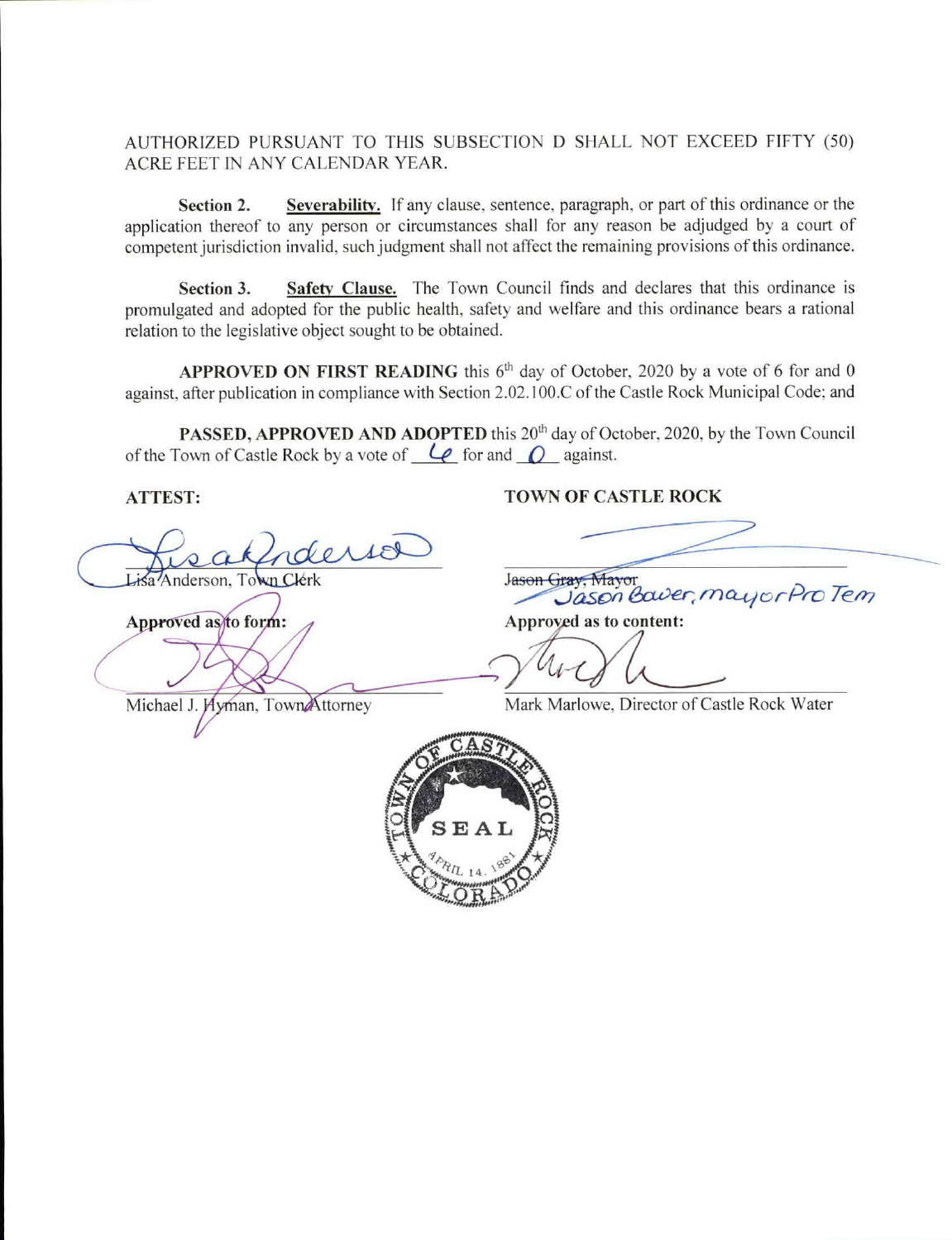AUTHORIZED PURSUANT TO THIS SUBSECTION D SHALL NOT EXCEED FIFTY (50) ACRE FEET IN ANY CALENDAR YEAR.

**Section 2. Severability.** If any clause, sentence, paragraph, or part of this ordinance or the application thereof to any person or circumstances shall for any reason be adjudged by a court of competent jurisdiction invalid, such judgment shall not affect the remaining provisions of this ordinance.

**Section 3. Safety Clause.** The Town Council finds and declares that this ordinance is promulgated and adopted for the public health, safety and welfare and this ordinance bears a rational relation to the legislative object sought to be obtained.

**APPROVED ON FIRST READING** this 6th day of October, 2020 by a vote of 6 for and 0 against, after publication in compliance with Section 2.02.100.C of the Castle Rock Municipal Code; and

**PASSED, APPROVED AND ADOPTED** this 20th day of October, 2020, by the Town Council of the Town of Castle Rock by a vote of 6 for and 0 against.

**ATTEST:**

Lisa Anderson, Town Clerk

**Approved as to form:**

Michael J. Hyman, Town Attorney

**TOWN OF CASTLE ROCK**

~~Jason Gray, Mayor~~
Jason Bower, mayor Pro Tem

**Approved as to content:**

Mark Marlowe, Director of Castle Rock Water

TOWN OF CASTLE ROCK SEAL APRIL 14, 1881 COLORADO